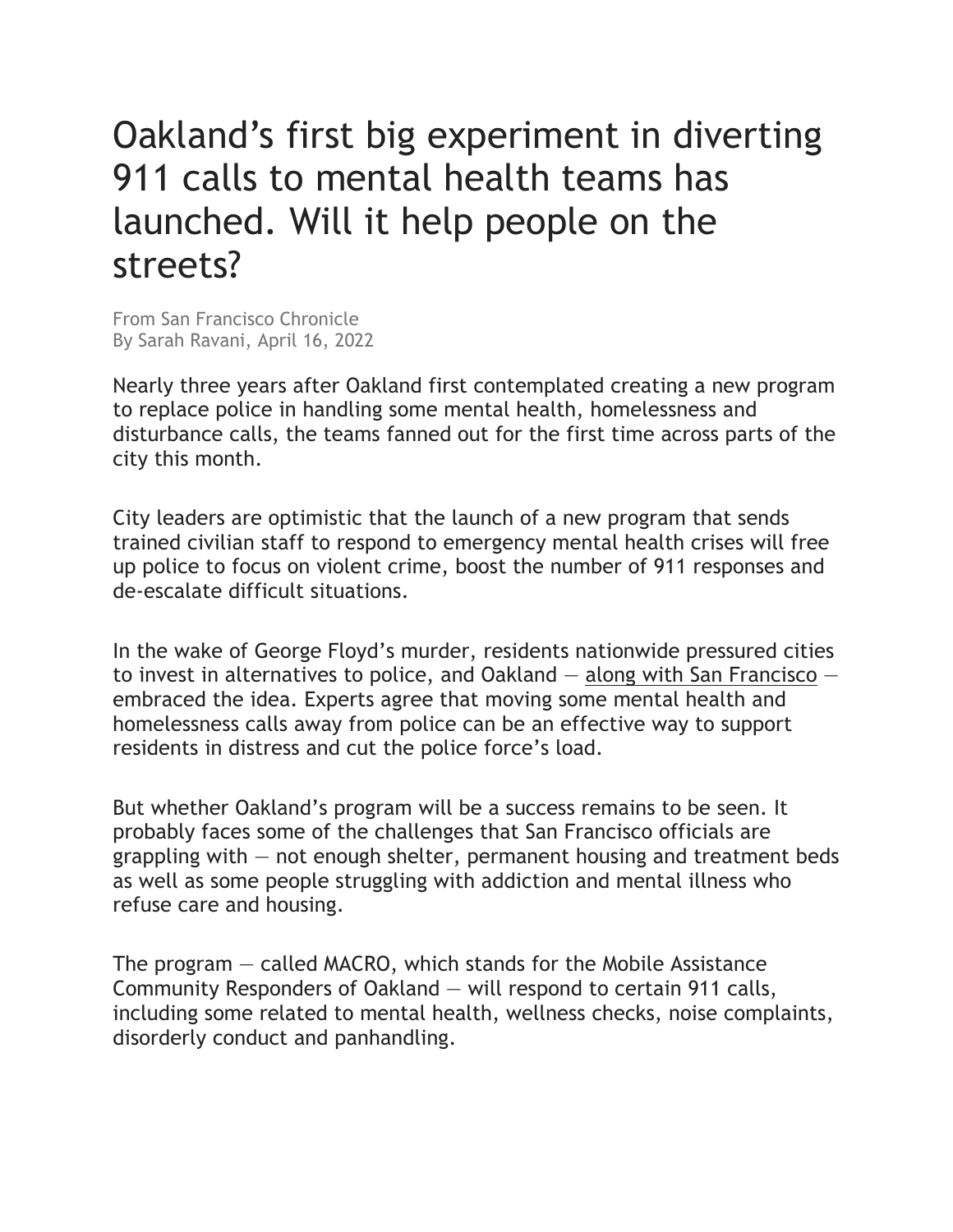# Oakland's first big experiment in diverting 911 calls to mental health teams has launched. Will it help people on the streets?

From San Francisco Chronicle
By Sarah Ravani, April 16, 2022

Nearly three years after Oakland first contemplated creating a new program to replace police in handling some mental health, homelessness and disturbance calls, the teams fanned out for the first time across parts of the city this month.

City leaders are optimistic that the launch of a new program that sends trained civilian staff to respond to emergency mental health crises will free up police to focus on violent crime, boost the number of 911 responses and de-escalate difficult situations.

In the wake of George Floyd's murder, residents nationwide pressured cities to invest in alternatives to police, and Oakland — along with San Francisco — embraced the idea. Experts agree that moving some mental health and homelessness calls away from police can be an effective way to support residents in distress and cut the police force's load.

But whether Oakland's program will be a success remains to be seen. It probably faces some of the challenges that San Francisco officials are grappling with — not enough shelter, permanent housing and treatment beds as well as some people struggling with addiction and mental illness who refuse care and housing.

The program — called MACRO, which stands for the Mobile Assistance Community Responders of Oakland — will respond to certain 911 calls, including some related to mental health, wellness checks, noise complaints, disorderly conduct and panhandling.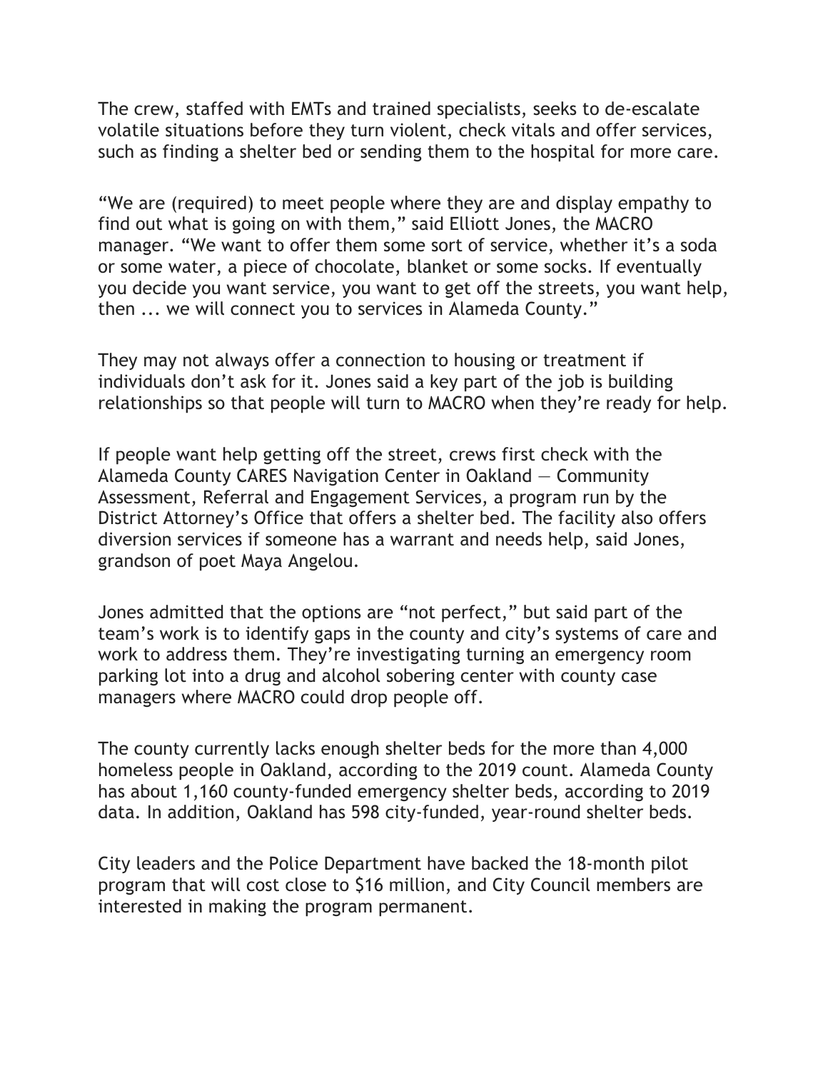The crew, staffed with EMTs and trained specialists, seeks to de-escalate volatile situations before they turn violent, check vitals and offer services, such as finding a shelter bed or sending them to the hospital for more care.

"We are (required) to meet people where they are and display empathy to find out what is going on with them," said Elliott Jones, the MACRO manager. "We want to offer them some sort of service, whether it's a soda or some water, a piece of chocolate, blanket or some socks. If eventually you decide you want service, you want to get off the streets, you want help, then ... we will connect you to services in Alameda County."

They may not always offer a connection to housing or treatment if individuals don't ask for it. Jones said a key part of the job is building relationships so that people will turn to MACRO when they're ready for help.

If people want help getting off the street, crews first check with the Alameda County CARES Navigation Center in Oakland — Community Assessment, Referral and Engagement Services, a program run by the District Attorney's Office that offers a shelter bed. The facility also offers diversion services if someone has a warrant and needs help, said Jones, grandson of poet Maya Angelou.

Jones admitted that the options are "not perfect," but said part of the team's work is to identify gaps in the county and city's systems of care and work to address them. They're investigating turning an emergency room parking lot into a drug and alcohol sobering center with county case managers where MACRO could drop people off.

The county currently lacks enough shelter beds for the more than 4,000 homeless people in Oakland, according to the 2019 count. Alameda County has about 1,160 county-funded emergency shelter beds, according to 2019 data. In addition, Oakland has 598 city-funded, year-round shelter beds.

City leaders and the Police Department have backed the 18-month pilot program that will cost close to $16 million, and City Council members are interested in making the program permanent.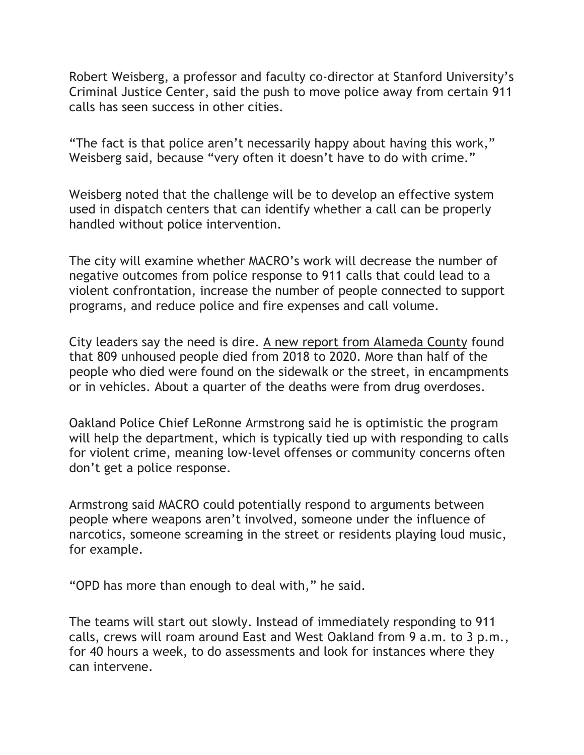Robert Weisberg, a professor and faculty co-director at Stanford University's Criminal Justice Center, said the push to move police away from certain 911 calls has seen success in other cities.

"The fact is that police aren't necessarily happy about having this work," Weisberg said, because "very often it doesn't have to do with crime."

Weisberg noted that the challenge will be to develop an effective system used in dispatch centers that can identify whether a call can be properly handled without police intervention.

The city will examine whether MACRO's work will decrease the number of negative outcomes from police response to 911 calls that could lead to a violent confrontation, increase the number of people connected to support programs, and reduce police and fire expenses and call volume.

City leaders say the need is dire. A new report from Alameda County found that 809 unhoused people died from 2018 to 2020. More than half of the people who died were found on the sidewalk or the street, in encampments or in vehicles. About a quarter of the deaths were from drug overdoses.

Oakland Police Chief LeRonne Armstrong said he is optimistic the program will help the department, which is typically tied up with responding to calls for violent crime, meaning low-level offenses or community concerns often don't get a police response.

Armstrong said MACRO could potentially respond to arguments between people where weapons aren't involved, someone under the influence of narcotics, someone screaming in the street or residents playing loud music, for example.

"OPD has more than enough to deal with," he said.

The teams will start out slowly. Instead of immediately responding to 911 calls, crews will roam around East and West Oakland from 9 a.m. to 3 p.m., for 40 hours a week, to do assessments and look for instances where they can intervene.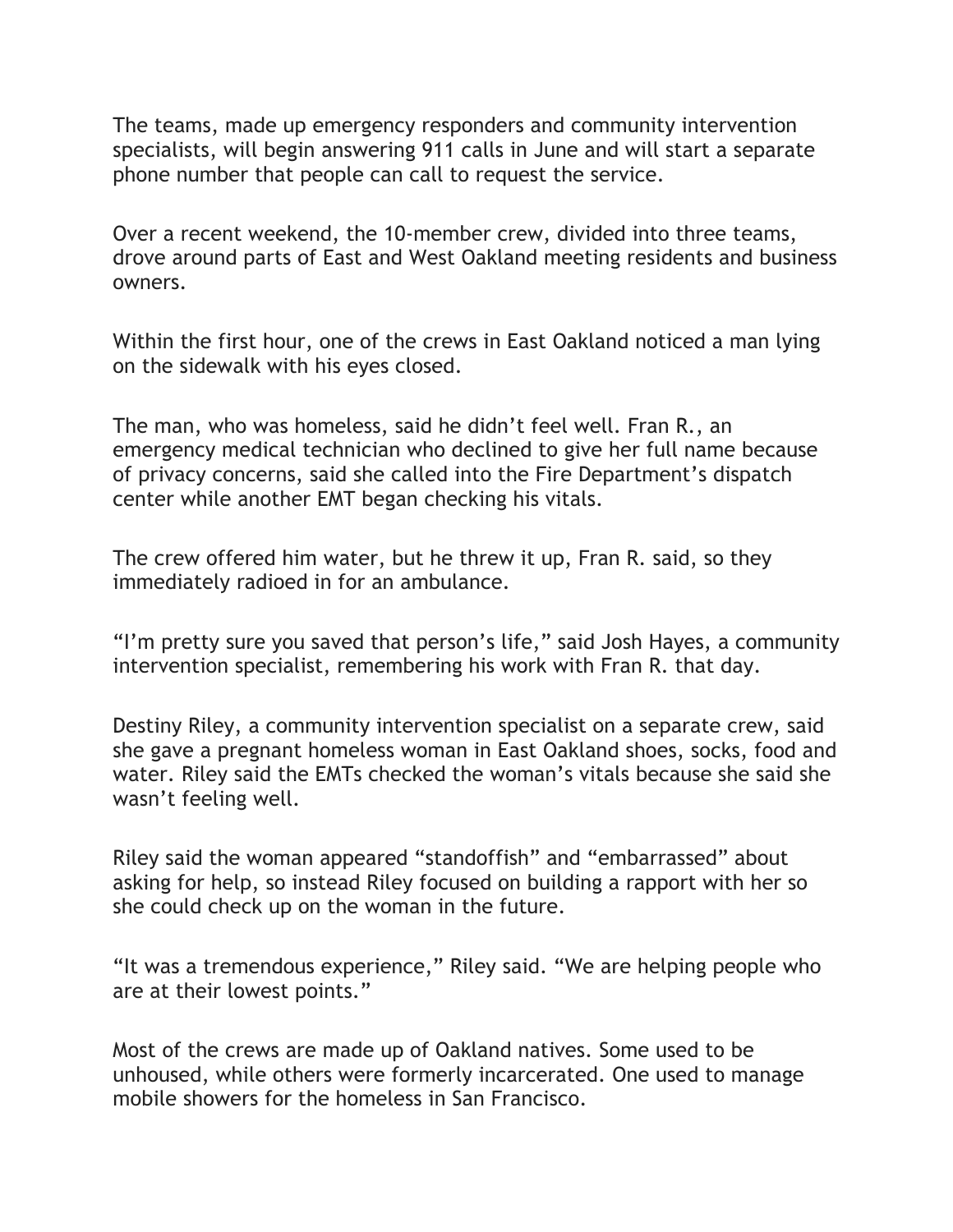The teams, made up emergency responders and community intervention specialists, will begin answering 911 calls in June and will start a separate phone number that people can call to request the service.

Over a recent weekend, the 10-member crew, divided into three teams, drove around parts of East and West Oakland meeting residents and business owners.

Within the first hour, one of the crews in East Oakland noticed a man lying on the sidewalk with his eyes closed.

The man, who was homeless, said he didn't feel well. Fran R., an emergency medical technician who declined to give her full name because of privacy concerns, said she called into the Fire Department's dispatch center while another EMT began checking his vitals.

The crew offered him water, but he threw it up, Fran R. said, so they immediately radioed in for an ambulance.

"I'm pretty sure you saved that person's life," said Josh Hayes, a community intervention specialist, remembering his work with Fran R. that day.

Destiny Riley, a community intervention specialist on a separate crew, said she gave a pregnant homeless woman in East Oakland shoes, socks, food and water. Riley said the EMTs checked the woman's vitals because she said she wasn't feeling well.

Riley said the woman appeared "standoffish" and "embarrassed" about asking for help, so instead Riley focused on building a rapport with her so she could check up on the woman in the future.

"It was a tremendous experience," Riley said. "We are helping people who are at their lowest points."

Most of the crews are made up of Oakland natives. Some used to be unhoused, while others were formerly incarcerated. One used to manage mobile showers for the homeless in San Francisco.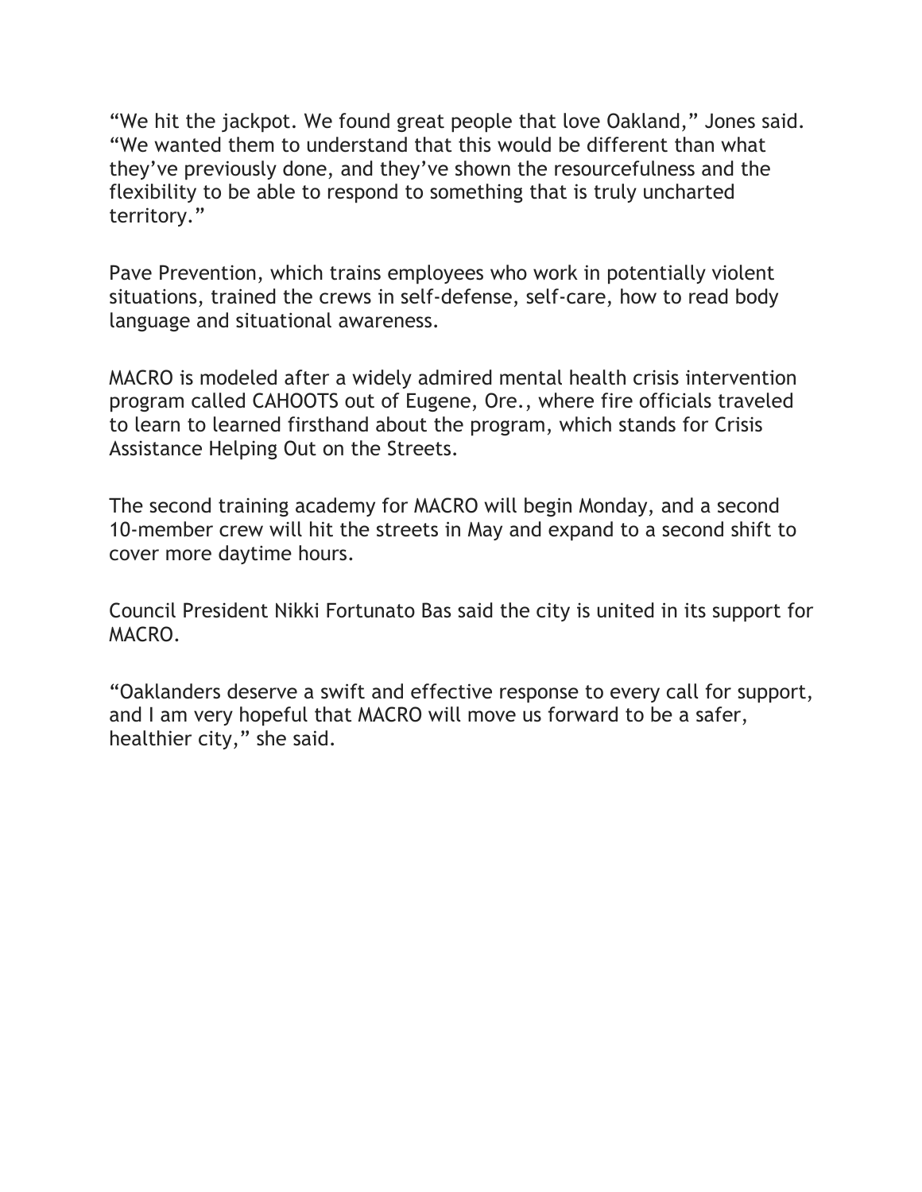“We hit the jackpot. We found great people that love Oakland,” Jones said. “We wanted them to understand that this would be different than what they’ve previously done, and they’ve shown the resourcefulness and the flexibility to be able to respond to something that is truly uncharted territory.”

Pave Prevention, which trains employees who work in potentially violent situations, trained the crews in self-defense, self-care, how to read body language and situational awareness.

MACRO is modeled after a widely admired mental health crisis intervention program called CAHOOTS out of Eugene, Ore., where fire officials traveled to learn to learned firsthand about the program, which stands for Crisis Assistance Helping Out on the Streets.

The second training academy for MACRO will begin Monday, and a second 10-member crew will hit the streets in May and expand to a second shift to cover more daytime hours.

Council President Nikki Fortunato Bas said the city is united in its support for MACRO.

“Oaklanders deserve a swift and effective response to every call for support, and I am very hopeful that MACRO will move us forward to be a safer, healthier city,” she said.